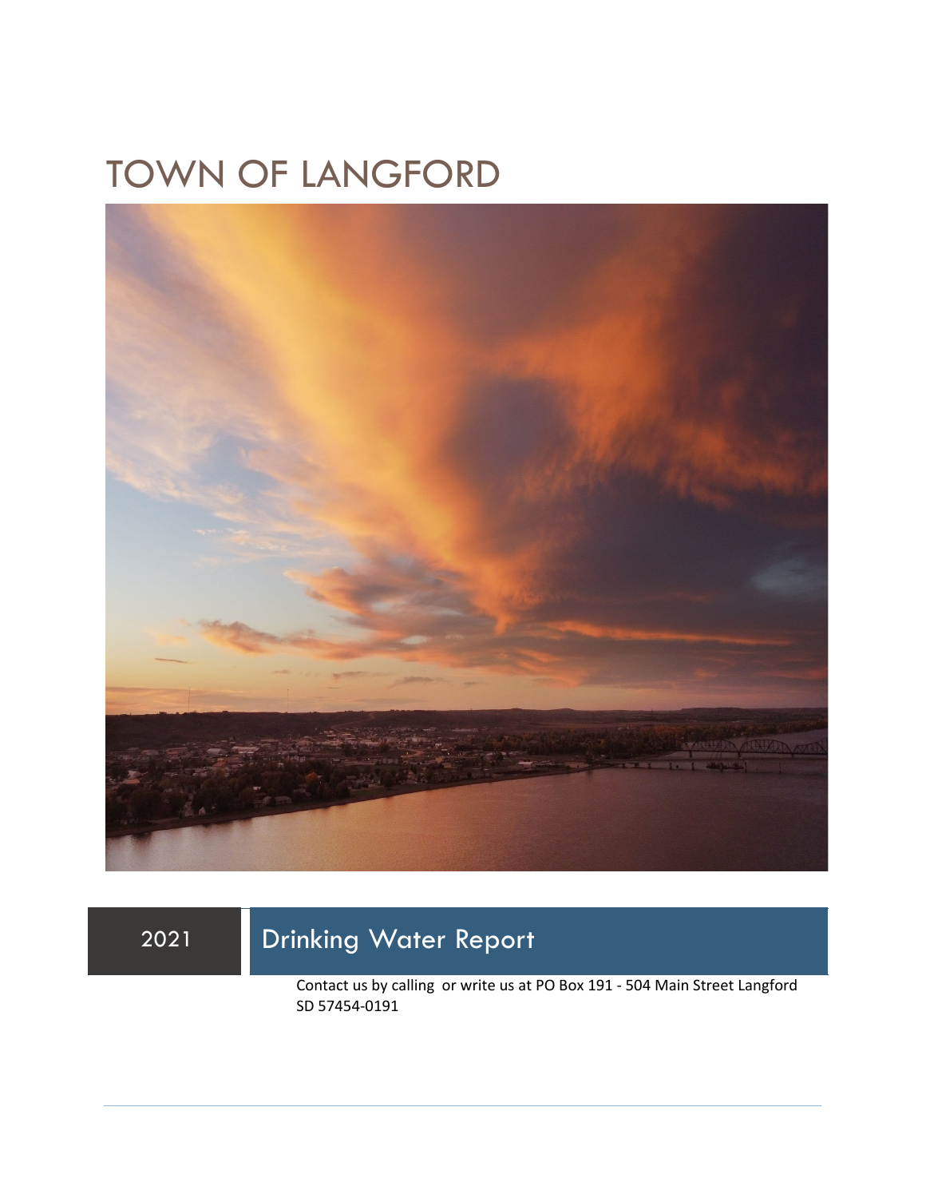# TOWN OF LANGFORD

2021

## Drinking Water Report

Contact us by calling  or write us at PO Box 191 - 504 Main Street Langford SD 57454-0191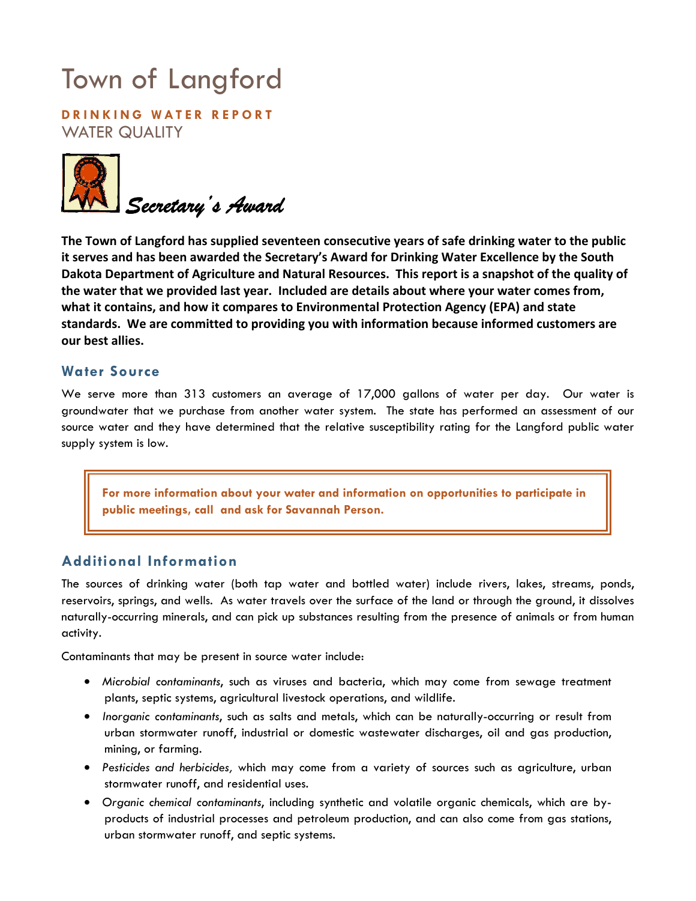# Town of Langford

**DRINKING WATER REPORT**

WATER QUALITY

*Secretary's Award*

**The Town of Langford has supplied seventeen consecutive years of safe drinking water to the public it serves and has been awarded the Secretary's Award for Drinking Water Excellence by the South Dakota Department of Agriculture and Natural Resources. This report is a snapshot of the quality of the water that we provided last year. Included are details about where your water comes from, what it contains, and how it compares to Environmental Protection Agency (EPA) and state standards. We are committed to providing you with information because informed customers are our best allies.**

## Water Source

We serve more than 313 customers an average of 17,000 gallons of water per day. Our water is groundwater that we purchase from another water system. The state has performed an assessment of our source water and they have determined that the relative susceptibility rating for the Langford public water supply system is low.

**For more information about your water and information on opportunities to participate in public meetings, call and ask for Savannah Person.**

## Additional Information

The sources of drinking water (both tap water and bottled water) include rivers, lakes, streams, ponds, reservoirs, springs, and wells. As water travels over the surface of the land or through the ground, it dissolves naturally-occurring minerals, and can pick up substances resulting from the presence of animals or from human activity.

Contaminants that may be present in source water include:

- *Microbial contaminants*, such as viruses and bacteria, which may come from sewage treatment plants, septic systems, agricultural livestock operations, and wildlife.
- *Inorganic contaminants*, such as salts and metals, which can be naturally-occurring or result from urban stormwater runoff, industrial or domestic wastewater discharges, oil and gas production, mining, or farming.
- *Pesticides and herbicides,* which may come from a variety of sources such as agriculture, urban stormwater runoff, and residential uses.
- *Organic chemical contaminants*, including synthetic and volatile organic chemicals, which are by-products of industrial processes and petroleum production, and can also come from gas stations, urban stormwater runoff, and septic systems.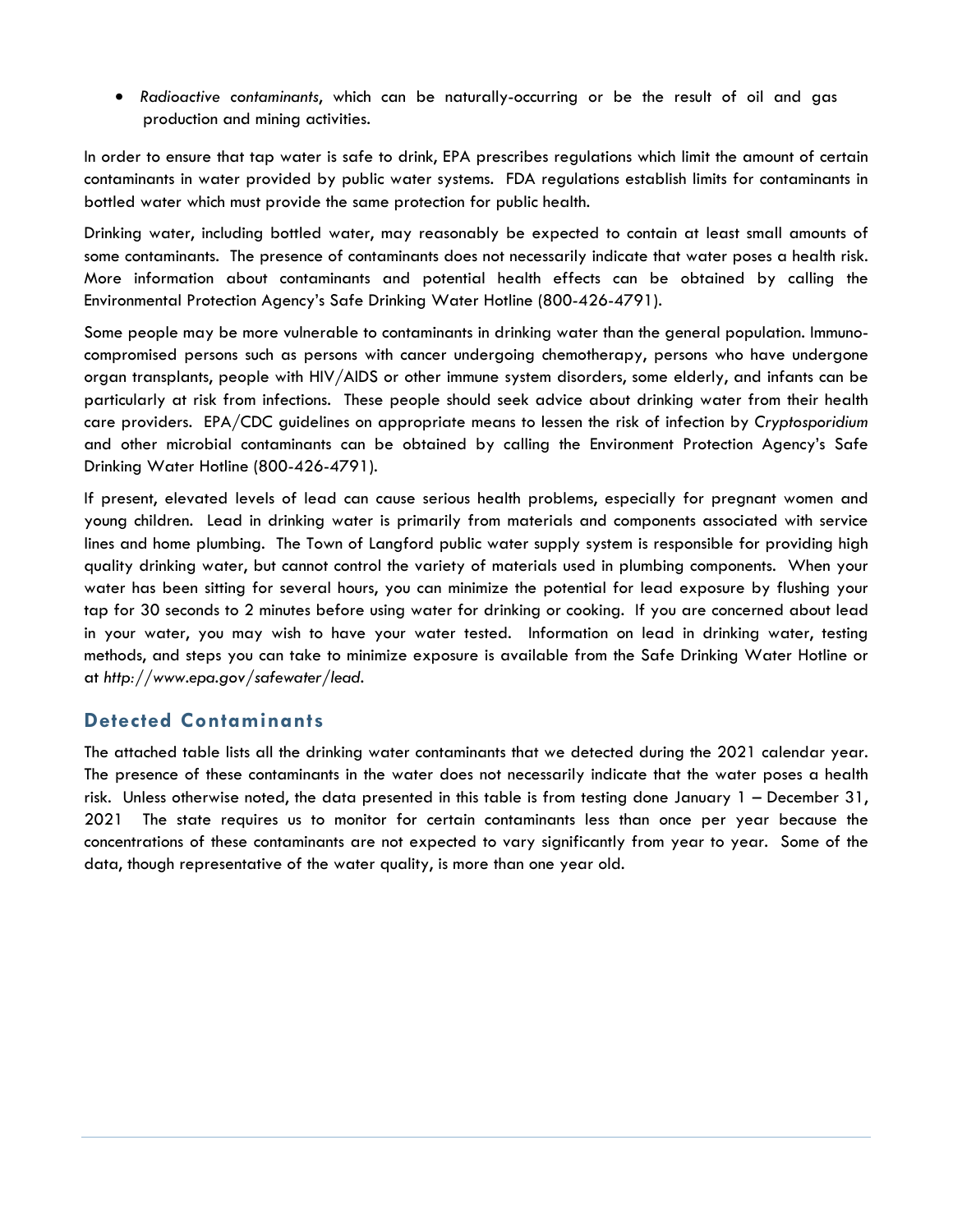- *Radioactive contaminants*, which can be naturally-occurring or be the result of oil and gas production and mining activities.

In order to ensure that tap water is safe to drink, EPA prescribes regulations which limit the amount of certain contaminants in water provided by public water systems. FDA regulations establish limits for contaminants in bottled water which must provide the same protection for public health.

Drinking water, including bottled water, may reasonably be expected to contain at least small amounts of some contaminants. The presence of contaminants does not necessarily indicate that water poses a health risk. More information about contaminants and potential health effects can be obtained by calling the Environmental Protection Agency's Safe Drinking Water Hotline (800-426-4791).

Some people may be more vulnerable to contaminants in drinking water than the general population. Immuno-compromised persons such as persons with cancer undergoing chemotherapy, persons who have undergone organ transplants, people with HIV/AIDS or other immune system disorders, some elderly, and infants can be particularly at risk from infections. These people should seek advice about drinking water from their health care providers. EPA/CDC guidelines on appropriate means to lessen the risk of infection by *Cryptosporidium* and other microbial contaminants can be obtained by calling the Environment Protection Agency's Safe Drinking Water Hotline (800-426-4791).

If present, elevated levels of lead can cause serious health problems, especially for pregnant women and young children. Lead in drinking water is primarily from materials and components associated with service lines and home plumbing. The Town of Langford public water supply system is responsible for providing high quality drinking water, but cannot control the variety of materials used in plumbing components. When your water has been sitting for several hours, you can minimize the potential for lead exposure by flushing your tap for 30 seconds to 2 minutes before using water for drinking or cooking. If you are concerned about lead in your water, you may wish to have your water tested. Information on lead in drinking water, testing methods, and steps you can take to minimize exposure is available from the Safe Drinking Water Hotline or at *http://www.epa.gov/safewater/lead*.

## Detected Contaminants

The attached table lists all the drinking water contaminants that we detected during the 2021 calendar year. The presence of these contaminants in the water does not necessarily indicate that the water poses a health risk. Unless otherwise noted, the data presented in this table is from testing done January 1 – December 31, 2021 The state requires us to monitor for certain contaminants less than once per year because the concentrations of these contaminants are not expected to vary significantly from year to year. Some of the data, though representative of the water quality, is more than one year old.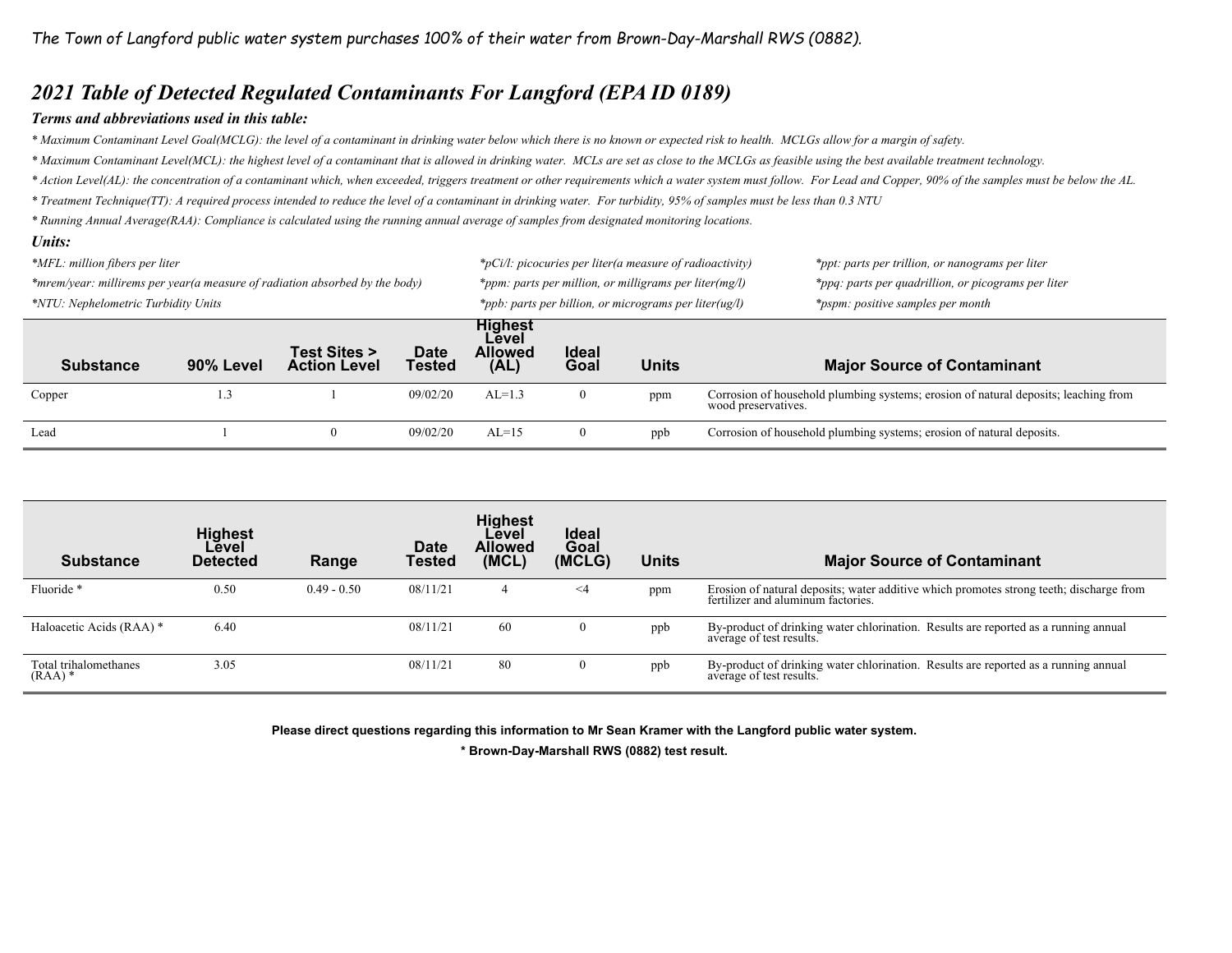*The Town of Langford public water system purchases 100% of their water from Brown-Day-Marshall RWS (0882).*

## *2021 Table of Detected Regulated Contaminants For Langford (EPA ID 0189)*

### *Terms and abbreviations used in this table:*

*\* Maximum Contaminant Level Goal(MCLG): the level of a contaminant in drinking water below which there is no known or expected risk to health. MCLGs allow for a margin of safety.*

*\* Maximum Contaminant Level(MCL): the highest level of a contaminant that is allowed in drinking water. MCLs are set as close to the MCLGs as feasible using the best available treatment technology.*

*\* Action Level(AL): the concentration of a contaminant which, when exceeded, triggers treatment or other requirements which a water system must follow. For Lead and Copper, 90% of the samples must be below the AL.*

*\* Treatment Technique(TT): A required process intended to reduce the level of a contaminant in drinking water. For turbidity, 95% of samples must be less than 0.3 NTU*

*\* Running Annual Average(RAA): Compliance is calculated using the running annual average of samples from designated monitoring locations.*

### *Units:*

*\*MFL: million fibers per liter*

*\*mrem/year: millirems per year(a measure of radiation absorbed by the body)*

*\*NTU: Nephelometric Turbidity Units*

*\*pCi/l: picocuries per liter(a measure of radioactivity)*

*\*ppm: parts per million, or milligrams per liter(mg/l)*

*\*ppb: parts per billion, or micrograms per liter(ug/l)*

*\*ppt: parts per trillion, or nanograms per liter*

*\*ppq: parts per quadrillion, or picograms per liter*

*\*pspm: positive samples per month*

| Substance | 90% Level | Test Sites > Action Level | Date Tested | Highest Level Allowed (AL) | Ideal Goal | Units | Major Source of Contaminant |
|---|---|---|---|---|---|---|---|
| Copper | 1.3 | 1 | 09/02/20 | AL=1.3 | 0 | ppm | Corrosion of household plumbing systems; erosion of natural deposits; leaching from wood preservatives. |
| Lead | 1 | 0 | 09/02/20 | AL=15 | 0 | ppb | Corrosion of household plumbing systems; erosion of natural deposits. |

| Substance | Highest Level Detected | Range | Date Tested | Highest Level Allowed (MCL) | Ideal Goal (MCLG) | Units | Major Source of Contaminant |
|---|---|---|---|---|---|---|---|
| Fluoride * | 0.50 | 0.49 - 0.50 | 08/11/21 | 4 | <4 | ppm | Erosion of natural deposits; water additive which promotes strong teeth; discharge from fertilizer and aluminum factories. |
| Haloacetic Acids (RAA) * | 6.40 | | 08/11/21 | 60 | 0 | ppb | By-product of drinking water chlorination. Results are reported as a running annual average of test results. |
| Total trihalomethanes (RAA) * | 3.05 | | 08/11/21 | 80 | 0 | ppb | By-product of drinking water chlorination. Results are reported as a running annual average of test results. |

**Please direct questions regarding this information to Mr Sean Kramer with the Langford public water system.**

**\* Brown-Day-Marshall RWS (0882) test result.**